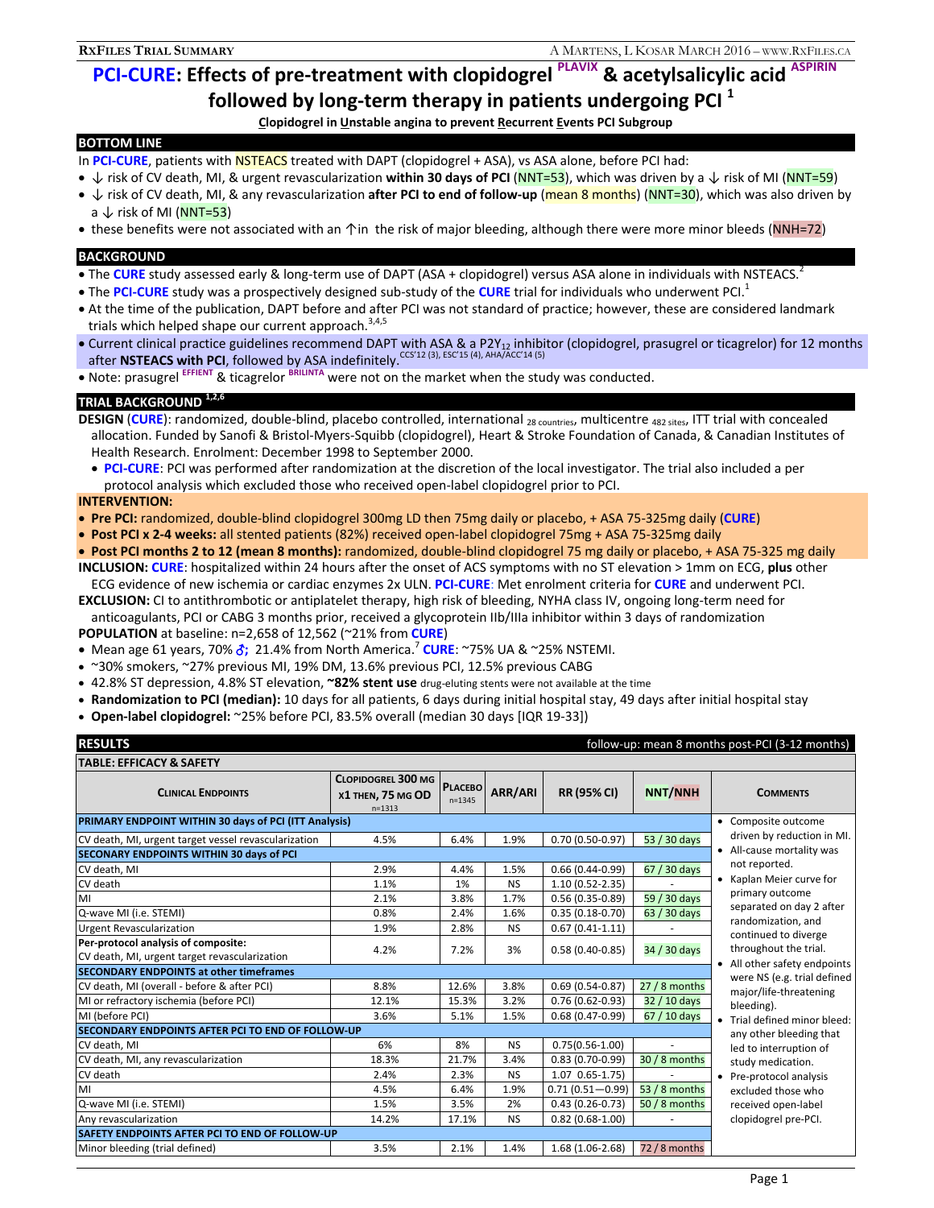# PCI-CURE: Effects of pre-treatment with clopidogrel PLAVIX & acetylsalicylic acid ASPIRIN followed by long-term therapy in patients undergoing PCI [1]

**Clopidogrel in Unstable angina to prevent Recurrent Events PCI Subgroup**

## BOTTOM LINE

In **PCI-CURE**, patients with NSTEACS treated with DAPT (clopidogrel + ASA), vs ASA alone, before PCI had:

- ↓ risk of CV death, MI, & urgent revascularization **within 30 days of PCI** (NNT=53), which was driven by a ↓ risk of MI (NNT=59)
- ↓ risk of CV death, MI, & any revascularization **after PCI to end of follow-up** (mean 8 months) (NNT=30), which was also driven by a ↓ risk of MI (NNT=53)
- these benefits were not associated with an ↑in the risk of major bleeding, although there were more minor bleeds (NNH=72)

## BACKGROUND

- The **CURE** study assessed early & long-term use of DAPT (ASA + clopidogrel) versus ASA alone in individuals with NSTEACS.[2]
- The **PCI-CURE** study was a prospectively designed sub-study of the **CURE** trial for individuals who underwent PCI.[1]
- At the time of the publication, DAPT before and after PCI was not standard of practice; however, these are considered landmark trials which helped shape our current approach.[3,4,5]
- Current clinical practice guidelines recommend DAPT with ASA & a $P2Y_{12}$ inhibitor (clopidogrel, prasugrel or ticagrelor) for 12 months after **NSTEACS with PCI**, followed by ASA indefinitely. CCS'12 (3), ESC'15 (4), AHA/ACC'14 (5)
- Note: prasugrel EFFIENT & ticagrelor BRILINTA were not on the market when the study was conducted.

## TRIAL BACKGROUND [1,2,6]

**DESIGN** (**CURE**): randomized, double-blind, placebo controlled, international 28 countries, multicentre 482 sites, ITT trial with concealed allocation. Funded by Sanofi & Bristol-Myers-Squibb (clopidogrel), Heart & Stroke Foundation of Canada, & Canadian Institutes of Health Research. Enrolment: December 1998 to September 2000.

- **PCI-CURE**: PCI was performed after randomization at the discretion of the local investigator. The trial also included a per protocol analysis which excluded those who received open-label clopidogrel prior to PCI.

**INTERVENTION:**

- **Pre PCI:** randomized, double-blind clopidogrel 300mg LD then 75mg daily or placebo, + ASA 75-325mg daily (**CURE**)
- **Post PCI x 2-4 weeks:** all stented patients (82%) received open-label clopidogrel 75mg + ASA 75-325mg daily
- **Post PCI months 2 to 12 (mean 8 months):** randomized, double-blind clopidogrel 75 mg daily or placebo, + ASA 75-325 mg daily

**INCLUSION:** **CURE**: hospitalized within 24 hours after the onset of ACS symptoms with no ST elevation > 1mm on ECG, **plus** other ECG evidence of new ischemia or cardiac enzymes 2x ULN. **PCI-CURE**: Met enrolment criteria for **CURE** and underwent PCI.

**EXCLUSION:** CI to antithrombotic or antiplatelet therapy, high risk of bleeding, NYHA class IV, ongoing long-term need for anticoagulants, PCI or CABG 3 months prior, received a glycoprotein IIb/IIIa inhibitor within 3 days of randomization

**POPULATION** at baseline: n=2,658 of 12,562 (~21% from **CURE**)

- Mean age 61 years, 70% ♂; 21.4% from North America.[7] **CURE**: ~75% UA & ~25% NSTEMI.
- ~30% smokers, ~27% previous MI, 19% DM, 13.6% previous PCI, 12.5% previous CABG
- 42.8% ST depression, 4.8% ST elevation, **~82% stent use** drug-eluting stents were not available at the time
- **Randomization to PCI (median):** 10 days for all patients, 6 days during initial hospital stay, 49 days after initial hospital stay
- **Open-label clopidogrel:** ~25% before PCI, 83.5% overall (median 30 days [IQR 19-33])

## RESULTS

follow-up: mean 8 months post-PCI (3-12 months)

**TABLE: EFFICACY & SAFETY**

| Clinical Endpoints | Clopidogrel 300 mg x1 then, 75 mg OD n=1313 | Placebo n=1345 | ARR/ARI | RR (95% CI) | NNT/NNH |
|---|---|---|---|---|---|
| **PRIMARY ENDPOINT WITHIN 30 days of PCI (ITT Analysis)** | | | | | |
| CV death, MI, urgent target vessel revascularization | 4.5% | 6.4% | 1.9% | 0.70 (0.50-0.97) | 53 / 30 days |
| **SECONARY ENDPOINTS WITHIN 30 days of PCI** | | | | | |
| CV death, MI | 2.9% | 4.4% | 1.5% | 0.66 (0.44-0.99) | 67 / 30 days |
| CV death | 1.1% | 1% | NS | 1.10 (0.52-2.35) | - |
| MI | 2.1% | 3.8% | 1.7% | 0.56 (0.35-0.89) | 59 / 30 days |
| Q-wave MI (i.e. STEMI) | 0.8% | 2.4% | 1.6% | 0.35 (0.18-0.70) | 63 / 30 days |
| Urgent Revascularization | 1.9% | 2.8% | NS | 0.67 (0.41-1.11) | - |
| **Per-protocol analysis of composite:** CV death, MI, urgent target vessel revascularization | 4.2% | 7.2% | 3% | 0.58 (0.40-0.85) | 34 / 30 days |
| **SECONDARY ENDPOINTS at other timeframes** | | | | | |
| CV death, MI (overall - before & after PCI) | 8.8% | 12.6% | 3.8% | 0.69 (0.54-0.87) | 27 / 8 months |
| MI or refractory ischemia (before PCI) | 12.1% | 15.3% | 3.2% | 0.76 (0.62-0.93) | 32 / 10 days |
| MI (before PCI) | 3.6% | 5.1% | 1.5% | 0.68 (0.47-0.99) | 67 / 10 days |
| **SECONDARY ENDPOINTS AFTER PCI TO END OF FOLLOW-UP** | | | | | |
| CV death, MI | 6% | 8% | NS | 0.75(0.56-1.00) | - |
| CV death, MI, any revascularization | 18.3% | 21.7% | 3.4% | 0.83 (0.70-0.99) | 30 / 8 months |
| CV death | 2.4% | 2.3% | NS | 1.07 0.65-1.75) | - |
| MI | 4.5% | 6.4% | 1.9% | 0.71 (0.51—0.99) | 53 / 8 months |
| Q-wave MI (i.e. STEMI) | 1.5% | 3.5% | 2% | 0.43 (0.26-0.73) | 50 / 8 months |
| Any revascularization | 14.2% | 17.1% | NS | 0.82 (0.68-1.00) | - |
| **SAFETY ENDPOINTS AFTER PCI TO END OF FOLLOW-UP** | | | | | |
| Minor bleeding (trial defined) | 3.5% | 2.1% | 1.4% | 1.68 (1.06-2.68) | 72 / 8 months |

**Comments:**

- Composite outcome driven by reduction in MI.
- All-cause mortality was not reported.
- Kaplan Meier curve for primary outcome separated on day 2 after randomization, and continued to diverge throughout the trial.
- All other safety endpoints were NS (e.g. trial defined major/life-threatening bleeding).
- Trial defined minor bleed: any other bleeding that led to interruption of study medication.
- Pre-protocol analysis excluded those who received open-label clopidogrel pre-PCI.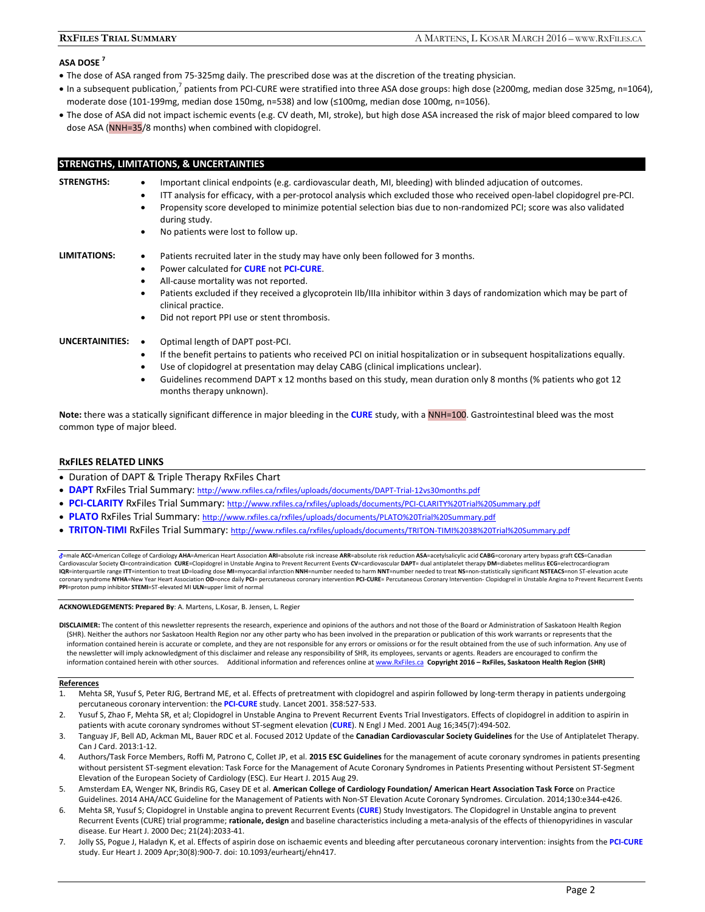## ASA DOSE [7]

- The dose of ASA ranged from 75-325mg daily. The prescribed dose was at the discretion of the treating physician.
- In a subsequent publication,[7] patients from PCI-CURE were stratified into three ASA dose groups: high dose (≥200mg, median dose 325mg, n=1064), moderate dose (101-199mg, median dose 150mg, n=538) and low (≤100mg, median dose 100mg, n=1056).
- The dose of ASA did not impact ischemic events (e.g. CV death, MI, stroke), but high dose ASA increased the risk of major bleed compared to low dose ASA (NNH=35/8 months) when combined with clopidogrel.

## STRENGTHS, LIMITATIONS, & UNCERTAINTIES

**STRENGTHS:**

- Important clinical endpoints (e.g. cardiovascular death, MI, bleeding) with blinded adjucation of outcomes.
- ITT analysis for efficacy, with a per-protocol analysis which excluded those who received open-label clopidogrel pre-PCI.
- Propensity score developed to minimize potential selection bias due to non-randomized PCI; score was also validated during study.
- No patients were lost to follow up.

**LIMITATIONS:**

- Patients recruited later in the study may have only been followed for 3 months.
- Power calculated for **CURE** not **PCI-CURE**.
- All-cause mortality was not reported.
- Patients excluded if they received a glycoprotein IIb/IIIa inhibitor within 3 days of randomization which may be part of clinical practice.
- Did not report PPI use or stent thrombosis.

**UNCERTAINITIES:**

- Optimal length of DAPT post-PCI.
- If the benefit pertains to patients who received PCI on initial hospitalization or in subsequent hospitalizations equally.
- Use of clopidogrel at presentation may delay CABG (clinical implications unclear).
- Guidelines recommend DAPT x 12 months based on this study, mean duration only 8 months (% patients who got 12 months therapy unknown).

**Note:** there was a statically significant difference in major bleeding in the **CURE** study, with a NNH=100. Gastrointestinal bleed was the most common type of major bleed.

## RxFILES RELATED LINKS

- Duration of DAPT & Triple Therapy RxFiles Chart
- **DAPT** RxFiles Trial Summary: http://www.rxfiles.ca/rxfiles/uploads/documents/DAPT-Trial-12vs30months.pdf
- **PCI-CLARITY** RxFiles Trial Summary: http://www.rxfiles.ca/rxfiles/uploads/documents/PCI-CLARITY%20Trial%20Summary.pdf
- **PLATO** RxFiles Trial Summary: http://www.rxfiles.ca/rxfiles/uploads/documents/PLATO%20Trial%20Summary.pdf
- **TRITON-TIMI** RxFiles Trial Summary: http://www.rxfiles.ca/rxfiles/uploads/documents/TRITON-TIMI%2038%20Trial%20Summary.pdf

♂=male **ACC**=American College of Cardiology **AHA**=American Heart Association **ARI**=absolute risk increase **ARR**=absolute risk reduction **ASA**=acetylsalicylic acid **CABG**=coronary artery bypass graft **CCS**=Canadian Cardiovascular Society **CI**=contraindication **CURE**=Clopidogrel in Unstable Angina to Prevent Recurrent Events **CV**=cardiovascular **DAPT**= dual antiplatelet therapy **DM**=diabetes mellitus **ECG**=electrocardiogram **IQR**=interquartile range **ITT**=intention to treat **LD**=loading dose **MI**=myocardial infarction **NNH**=number needed to harm **NNT**=number needed to treat **NS**=non-statistically significant **NSTEACS**=non ST-elevation acute coronary syndrome **NYHA**=New Year Heart Association **OD**=once daily **PCI**= percutaneous coronary intervention **PCI-CURE**= Percutaneous Coronary Intervention- Clopidogrel in Unstable Angina to Prevent Recurrent Events **PPI**=proton pump inhibitor **STEMI**=ST-elevated MI **ULN**=upper limit of normal

**ACKNOWLEDGEMENTS: Prepared By**: A. Martens, L.Kosar, B. Jensen, L. Regier

**DISCLAIMER:** The content of this newsletter represents the research, experience and opinions of the authors and not those of the Board or Administration of Saskatoon Health Region (SHR). Neither the authors nor Saskatoon Health Region nor any other party who has been involved in the preparation or publication of this work warrants or represents that the information contained herein is accurate or complete, and they are not responsible for any errors or omissions or for the result obtained from the use of such information. Any use of the newsletter will imply acknowledgment of this disclaimer and release any responsibility of SHR, its employees, servants or agents. Readers are encouraged to confirm the information contained herein with other sources. Additional information and references online at www.RxFiles.ca **Copyright 2016 – RxFiles, Saskatoon Health Region (SHR)**

## References

1. Mehta SR, Yusuf S, Peter RJG, Bertrand ME, et al. Effects of pretreatment with clopidogrel and aspirin followed by long-term therapy in patients undergoing percutaneous coronary intervention: the **PCI-CURE** study. Lancet 2001. 358:527-533.
2. Yusuf S, Zhao F, Mehta SR, et al; Clopidogrel in Unstable Angina to Prevent Recurrent Events Trial Investigators. Effects of clopidogrel in addition to aspirin in patients with acute coronary syndromes without ST-segment elevation (**CURE**). N Engl J Med. 2001 Aug 16;345(7):494-502.
3. Tanguay JF, Bell AD, Ackman ML, Bauer RDC et al. Focused 2012 Update of the **Canadian Cardiovascular Society Guidelines** for the Use of Antiplatelet Therapy. Can J Card. 2013:1-12.
4. Authors/Task Force Members, Roffi M, Patrono C, Collet JP, et al. **2015 ESC Guidelines** for the management of acute coronary syndromes in patients presenting without persistent ST-segment elevation: Task Force for the Management of Acute Coronary Syndromes in Patients Presenting without Persistent ST-Segment Elevation of the European Society of Cardiology (ESC). Eur Heart J. 2015 Aug 29.
5. Amsterdam EA, Wenger NK, Brindis RG, Casey DE et al. **American College of Cardiology Foundation/ American Heart Association Task Force** on Practice Guidelines. 2014 AHA/ACC Guideline for the Management of Patients with Non-ST Elevation Acute Coronary Syndromes. Circulation. 2014;130:e344-e426.
6. Mehta SR, Yusuf S; Clopidogrel in Unstable angina to prevent Recurrent Events (**CURE**) Study Investigators. The Clopidogrel in Unstable angina to prevent Recurrent Events (CURE) trial programme; **rationale, design** and baseline characteristics including a meta-analysis of the effects of thienopyridines in vascular disease. Eur Heart J. 2000 Dec; 21(24):2033-41.
7. Jolly SS, Pogue J, Haladyn K, et al. Effects of aspirin dose on ischaemic events and bleeding after percutaneous coronary intervention: insights from the **PCI-CURE** study. Eur Heart J. 2009 Apr;30(8):900-7. doi: 10.1093/eurheartj/ehn417.